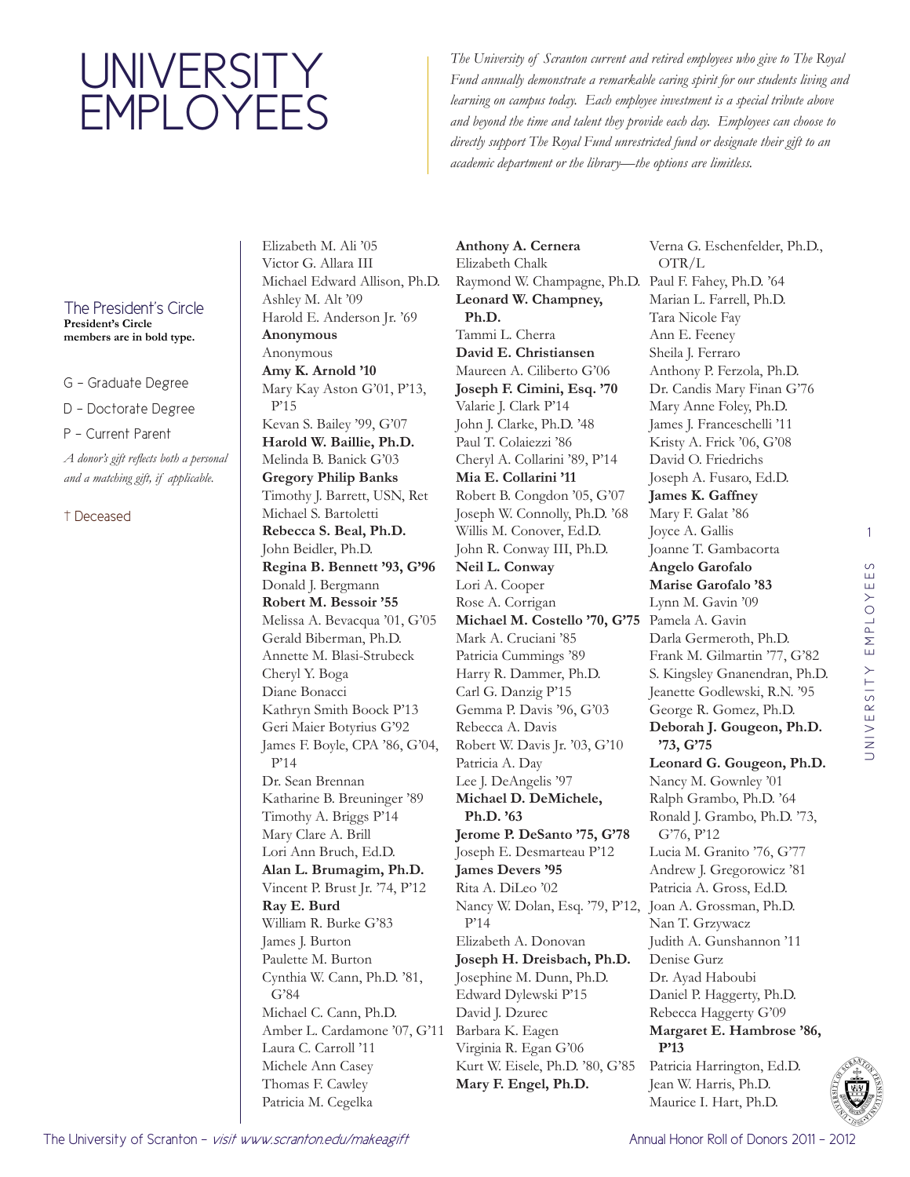# UNIVERSITY EMPLOYEES

*The University of Scranton current and retired employees who give to The Royal Fund annually demonstrate a remarkable caring spirit for our students living and learning on campus today. Each employee investment is a special tribute above and beyond the time and talent they provide each day. Employees can choose to directly support The Royal Fund unrestricted fund or designate their gift to an academic department or the library—the options are limitless.*

## The President's Circle

**President's Circle members are in bold type.**

G – Graduate Degree

D – Doctorate Degree

P – Current Parent

*A donor's gift reflects both a personal and a matching gift, if applicable.*

† Deceased

Elizabeth M. Ali '05
Victor G. Allara III
Michael Edward Allison, Ph.D.
Ashley M. Alt '09
Harold E. Anderson Jr. '69
**Anonymous**
Anonymous
**Amy K. Arnold '10**
Mary Kay Aston G'01, P'13, P'15
Kevan S. Bailey '99, G'07
**Harold W. Baillie, Ph.D.**
Melinda B. Banick G'03
**Gregory Philip Banks**
Timothy J. Barrett, USN, Ret
Michael S. Bartoletti
**Rebecca S. Beal, Ph.D.**
John Beidler, Ph.D.
**Regina B. Bennett '93, G'96**
Donald J. Bergmann
**Robert M. Bessoir '55**
Melissa A. Bevacqua '01, G'05
Gerald Biberman, Ph.D.
Annette M. Blasi-Strubeck
Cheryl Y. Boga
Diane Bonacci
Kathryn Smith Boock P'13
Geri Maier Botyrius G'92
James F. Boyle, CPA '86, G'04, P'14
Dr. Sean Brennan
Katharine B. Breuninger '89
Timothy A. Briggs P'14
Mary Clare A. Brill
Lori Ann Bruch, Ed.D.
**Alan L. Brumagim, Ph.D.**
Vincent P. Brust Jr. '74, P'12
**Ray E. Burd**
William R. Burke G'83
James J. Burton
Paulette M. Burton
Cynthia W. Cann, Ph.D. '81, G'84
Michael C. Cann, Ph.D.
Amber L. Cardamone '07, G'11
Laura C. Carroll '11
Michele Ann Casey
Thomas F. Cawley
Patricia M. Cegelka
**Anthony A. Cernera**
Elizabeth Chalk
Raymond W. Champagne, Ph.D.
**Leonard W. Champney, Ph.D.**
Tammi L. Cherra
**David E. Christiansen**
Maureen A. Ciliberto G'06
**Joseph F. Cimini, Esq. '70**
Valarie J. Clark P'14
John J. Clarke, Ph.D. '48
Paul T. Colaiezzi '86
Cheryl A. Collarini '89, P'14
**Mia E. Collarini '11**
Robert B. Congdon '05, G'07
Joseph W. Connolly, Ph.D. '68
Willis M. Conover, Ed.D.
John R. Conway III, Ph.D.
**Neil L. Conway**
Lori A. Cooper
Rose A. Corrigan
**Michael M. Costello '70, G'75**
Mark A. Cruciani '85
Patricia Cummings '89
Harry R. Dammer, Ph.D.
Carl G. Danzig P'15
Gemma P. Davis '96, G'03
Rebecca A. Davis
Robert W. Davis Jr. '03, G'10
Patricia A. Day
Lee J. DeAngelis '97
**Michael D. DeMichele, Ph.D. '63**
**Jerome P. DeSanto '75, G'78**
Joseph E. Desmarteau P'12
**James Devers '95**
Rita A. DiLeo '02
Nancy W. Dolan, Esq. '79, P'12, P'14
Elizabeth A. Donovan
**Joseph H. Dreisbach, Ph.D.**
Josephine M. Dunn, Ph.D.
Edward Dylewski P'15
David J. Dzurec
Barbara K. Eagen
Virginia R. Egan G'06
Kurt W. Eisele, Ph.D. '80, G'85
**Mary F. Engel, Ph.D.**
Verna G. Eschenfelder, Ph.D., OTR/L
Paul F. Fahey, Ph.D. '64
Marian L. Farrell, Ph.D.
Tara Nicole Fay
Ann E. Feeney
Sheila J. Ferraro
Anthony P. Ferzola, Ph.D.
Dr. Candis Mary Finan G'76
Mary Anne Foley, Ph.D.
James J. Franceschelli '11
Kristy A. Frick '06, G'08
David O. Friedrichs
Joseph A. Fusaro, Ed.D.
**James K. Gaffney**
Mary F. Galat '86
Joyce A. Gallis
Joanne T. Gambacorta
**Angelo Garofalo**
**Marise Garofalo '83**
Lynn M. Gavin '09
Pamela A. Gavin
Darla Germeroth, Ph.D.
Frank M. Gilmartin '77, G'82
S. Kingsley Gnanendran, Ph.D.
Jeanette Godlewski, R.N. '95
George R. Gomez, Ph.D.
**Deborah J. Gougeon, Ph.D. '73, G'75**
**Leonard G. Gougeon, Ph.D.**
Nancy M. Gownley '01
Ralph Grambo, Ph.D. '64
Ronald J. Grambo, Ph.D. '73, G'76, P'12
Lucia M. Granito '76, G'77
Andrew J. Gregorowicz '81
Patricia A. Gross, Ed.D.
Joan A. Grossman, Ph.D.
Nan T. Grzywacz
Judith A. Gunshannon '11
Denise Gurz
Dr. Ayad Haboubi
Daniel P. Haggerty, Ph.D.
Rebecca Haggerty G'09
**Margaret E. Hambrose '86, P'13**
Patricia Harrington, Ed.D.
Jean W. Harris, Ph.D.
Maurice I. Hart, Ph.D.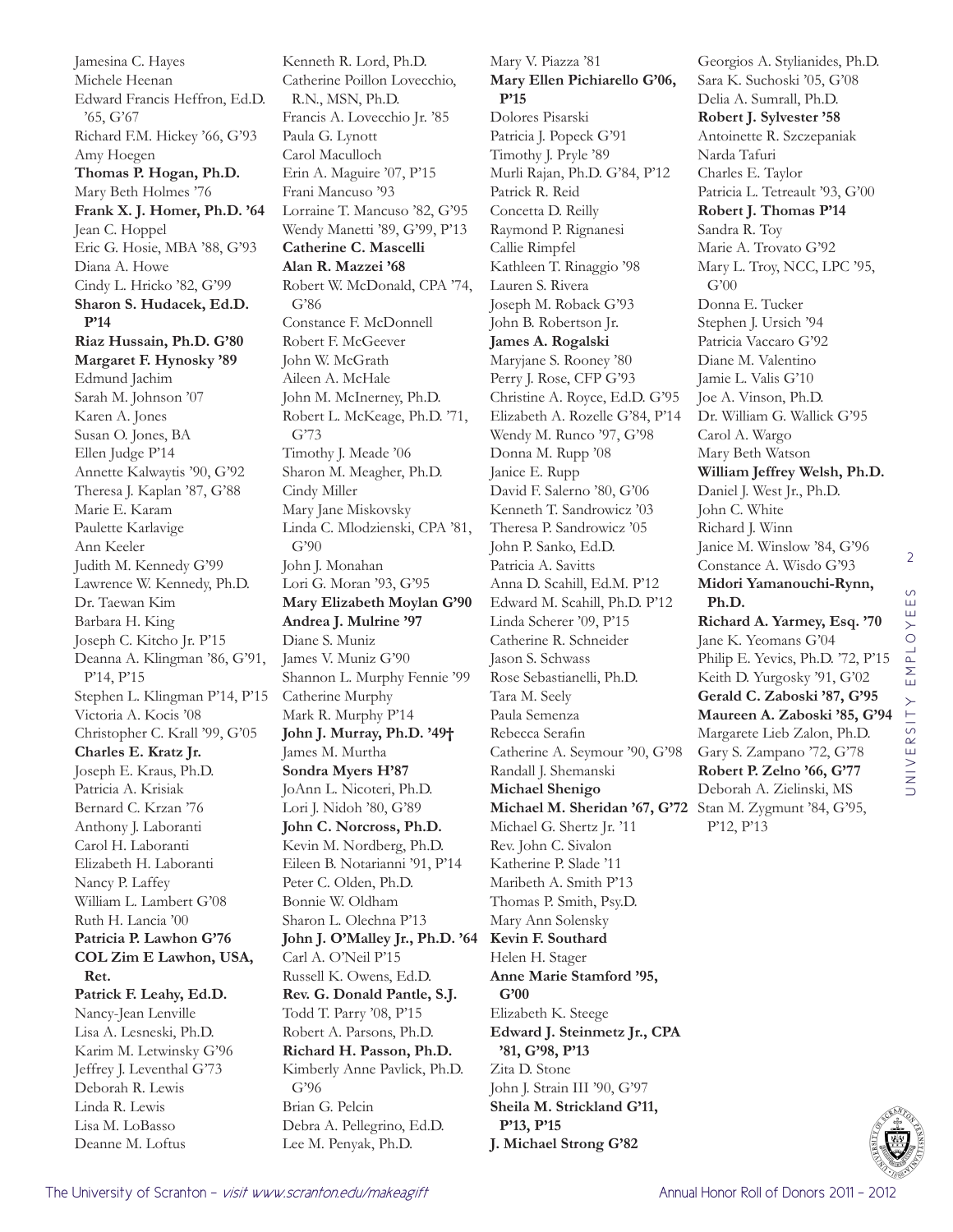Jamesina C. Hayes
Michele Heenan
Edward Francis Heffron, Ed.D. '65, G'67
Richard F.M. Hickey '66, G'93
Amy Hoegen
**Thomas P. Hogan, Ph.D.**
Mary Beth Holmes '76
**Frank X. J. Homer, Ph.D. '64**
Jean C. Hoppel
Eric G. Hosie, MBA '88, G'93
Diana A. Howe
Cindy L. Hricko '82, G'99
**Sharon S. Hudacek, Ed.D. P'14**
**Riaz Hussain, Ph.D. G'80**
**Margaret F. Hynosky '89**
Edmund Jachim
Sarah M. Johnson '07
Karen A. Jones
Susan O. Jones, BA
Ellen Judge P'14
Annette Kalwaytis '90, G'92
Theresa J. Kaplan '87, G'88
Marie E. Karam
Paulette Karlavige
Ann Keeler
Judith M. Kennedy G'99
Lawrence W. Kennedy, Ph.D.
Dr. Taewan Kim
Barbara H. King
Joseph C. Kitcho Jr. P'15
Deanna A. Klingman '86, G'91, P'14, P'15
Stephen L. Klingman P'14, P'15
Victoria A. Kocis '08
Christopher C. Krall '99, G'05
**Charles E. Kratz Jr.**
Joseph E. Kraus, Ph.D.
Patricia A. Krisiak
Bernard C. Krzan '76
Anthony J. Laboranti
Carol H. Laboranti
Elizabeth H. Laboranti
Nancy P. Laffey
William L. Lambert G'08
Ruth H. Lancia '00
**Patricia P. Lawhon G'76**
**COL Zim E Lawhon, USA, Ret.**
**Patrick F. Leahy, Ed.D.**
Nancy-Jean Lenville
Lisa A. Lesneski, Ph.D.
Karim M. Letwinsky G'96
Jeffrey J. Leventhal G'73
Deborah R. Lewis
Linda R. Lewis
Lisa M. LoBasso
Deanne M. Loftus
Kenneth R. Lord, Ph.D.
Catherine Poillon Lovecchio, R.N., MSN, Ph.D.
Francis A. Lovecchio Jr. '85
Paula G. Lynott
Carol Maculloch
Erin A. Maguire '07, P'15
Frani Mancuso '93
Lorraine T. Mancuso '82, G'95
Wendy Manetti '89, G'99, P'13
**Catherine C. Mascelli**
**Alan R. Mazzei '68**
Robert W. McDonald, CPA '74, G'86
Constance F. McDonnell
Robert F. McGeever
John W. McGrath
Aileen A. McHale
John M. McInerney, Ph.D.
Robert L. McKeage, Ph.D. '71, G'73
Timothy J. Meade '06
Sharon M. Meagher, Ph.D.
Cindy Miller
Mary Jane Miskovsky
Linda C. Mlodzienski, CPA '81, G'90
John J. Monahan
Lori G. Moran '93, G'95
**Mary Elizabeth Moylan G'90**
**Andrea J. Mulrine '97**
Diane S. Muniz
James V. Muniz G'90
Shannon L. Murphy Fennie '99
Catherine Murphy
Mark R. Murphy P'14
**John J. Murray, Ph.D. '49†**
James M. Murtha
**Sondra Myers H'87**
JoAnn L. Nicoteri, Ph.D.
Lori J. Nidoh '80, G'89
**John C. Norcross, Ph.D.**
Kevin M. Nordberg, Ph.D.
Eileen B. Notarianni '91, P'14
Peter C. Olden, Ph.D.
Bonnie W. Oldham
Sharon L. Olechna P'13
**John J. O'Malley Jr., Ph.D. '64**
Carl A. O'Neil P'15
Russell K. Owens, Ed.D.
**Rev. G. Donald Pantle, S.J.**
Todd T. Parry '08, P'15
Robert A. Parsons, Ph.D.
**Richard H. Passon, Ph.D.**
Kimberly Anne Pavlick, Ph.D. G'96
Brian G. Pelcin
Debra A. Pellegrino, Ed.D.
Lee M. Penyak, Ph.D.
Mary V. Piazza '81
**Mary Ellen Pichiarello G'06, P'15**
Dolores Pisarski
Patricia J. Popeck G'91
Timothy J. Pryle '89
Murli Rajan, Ph.D. G'84, P'12
Patrick R. Reid
Concetta D. Reilly
Raymond P. Rignanesi
Callie Rimpfel
Kathleen T. Rinaggio '98
Lauren S. Rivera
Joseph M. Roback G'93
John B. Robertson Jr.
**James A. Rogalski**
Maryjane S. Rooney '80
Perry J. Rose, CFP G'93
Christine A. Royce, Ed.D. G'95
Elizabeth A. Rozelle G'84, P'14
Wendy M. Runco '97, G'98
Donna M. Rupp '08
Janice E. Rupp
David F. Salerno '80, G'06
Kenneth T. Sandrowicz '03
Theresa P. Sandrowicz '05
John P. Sanko, Ed.D.
Patricia A. Savitts
Anna D. Scahill, Ed.M. P'12
Edward M. Scahill, Ph.D. P'12
Linda Scherer '09, P'15
Catherine R. Schneider
Jason S. Schwass
Rose Sebastianelli, Ph.D.
Tara M. Seely
Paula Semenza
Rebecca Serafin
Catherine A. Seymour '90, G'98
Randall J. Shemanski
**Michael Shenigo**
**Michael M. Sheridan '67, G'72**
Michael G. Shertz Jr. '11
Rev. John C. Sivalon
Katherine P. Slade '11
Maribeth A. Smith P'13
Thomas P. Smith, Psy.D.
Mary Ann Solensky
**Kevin F. Southard**
Helen H. Stager
**Anne Marie Stamford '95, G'00**
Elizabeth K. Steege
**Edward J. Steinmetz Jr., CPA '81, G'98, P'13**
Zita D. Stone
John J. Strain III '90, G'97
**Sheila M. Strickland G'11, P'13, P'15**
**J. Michael Strong G'82**
Georgios A. Stylianides, Ph.D.
Sara K. Suchoski '05, G'08
Delia A. Sumrall, Ph.D.
**Robert J. Sylvester '58**
Antoinette R. Szczepaniak
Narda Tafuri
Charles E. Taylor
Patricia L. Tetreault '93, G'00
**Robert J. Thomas P'14**
Sandra R. Toy
Marie A. Trovato G'92
Mary L. Troy, NCC, LPC '95, G'00
Donna E. Tucker
Stephen J. Ursich '94
Patricia Vaccaro G'92
Diane M. Valentino
Jamie L. Valis G'10
Joe A. Vinson, Ph.D.
Dr. William G. Wallick G'95
Carol A. Wargo
Mary Beth Watson
**William Jeffrey Welsh, Ph.D.**
Daniel J. West Jr., Ph.D.
John C. White
Richard J. Winn
Janice M. Winslow '84, G'96
Constance A. Wisdo G'93
**Midori Yamanouchi-Rynn, Ph.D.**
**Richard A. Yarmey, Esq. '70**
Jane K. Yeomans G'04
Philip E. Yevics, Ph.D. '72, P'15
Keith D. Yurgosky '91, G'02
**Gerald C. Zaboski '87, G'95**
**Maureen A. Zaboski '85, G'94**
Margarete Lieb Zalon, Ph.D.
Gary S. Zampano '72, G'78
**Robert P. Zelno '66, G'77**
Deborah A. Zielinski, MS
Stan M. Zygmunt '84, G'95, P'12, P'13